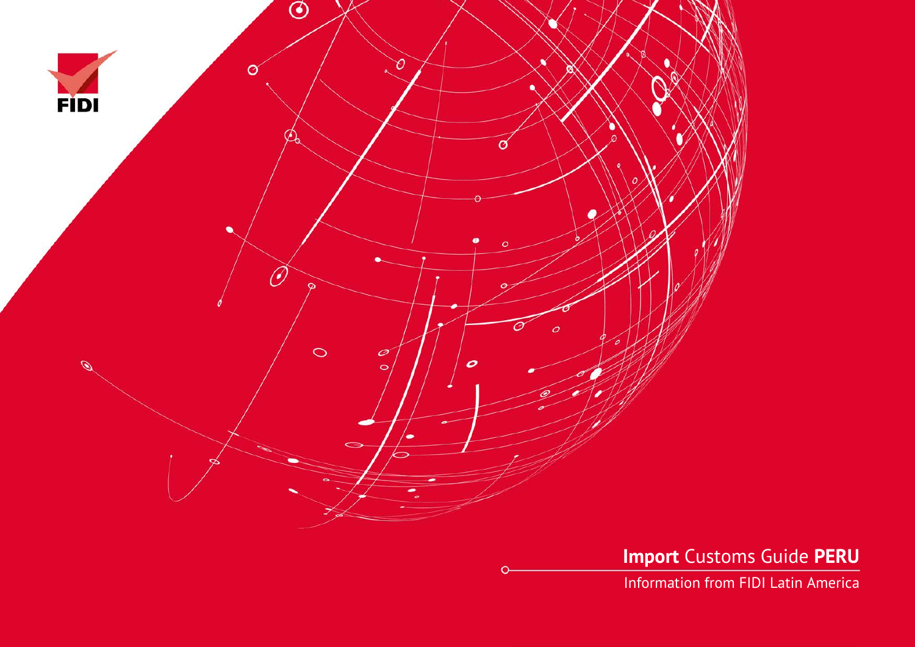FIDI

# **Import** Customs Guide **PERU**

Information from FIDI Latin America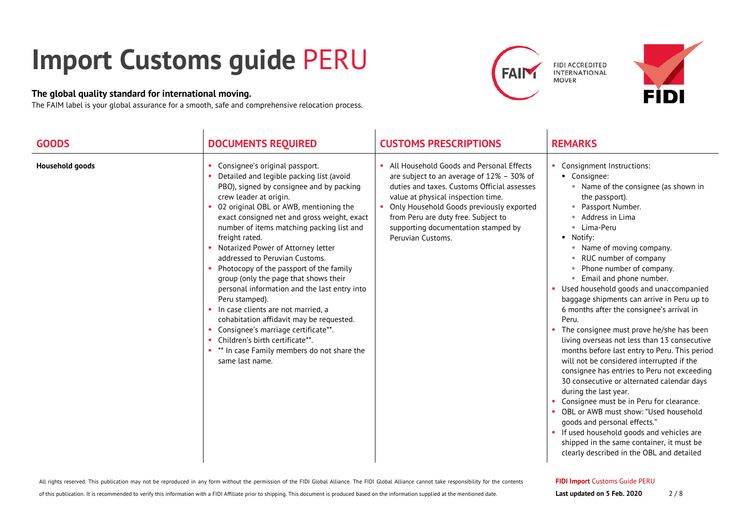# Import Customs guide PERU

**The global quality standard for international moving.**

The FAIM label is your global assurance for a smooth, safe and comprehensive relocation process.

FIDI ACCREDITED INTERNATIONAL MOVER

| GOODS | DOCUMENTS REQUIRED | CUSTOMS PRESCRIPTIONS | REMARKS |
|---|---|---|---|
| **Household goods** | - Consignee's original passport.<br>- Detailed and legible packing list (avoid PBO), signed by consignee and by packing crew leader at origin.<br>- 02 original OBL or AWB, mentioning the exact consigned net and gross weight, exact number of items matching packing list and freight rated.<br>- Notarized Power of Attorney letter addressed to Peruvian Customs.<br>- Photocopy of the passport of the family group (only the page that shows their personal information and the last entry into Peru stamped).<br>- In case clients are not married, a cohabitation affidavit may be requested.<br>- Consignee's marriage certificate**.<br>- Children's birth certificate**.<br>- ** In case Family members do not share the same last name. | - All Household Goods and Personal Effects are subject to an average of 12% – 30% of duties and taxes. Customs Official assesses value at physical inspection time.<br>- Only Household Goods previously exported from Peru are duty free. Subject to supporting documentation stamped by Peruvian Customs. | - Consignment Instructions:<br>  - Consignee:<br>    - Name of the consignee (as shown in the passport).<br>    - Passport Number.<br>    - Address in Lima<br>    - Lima-Peru<br>  - Notify:<br>    - Name of moving company.<br>    - RUC number of company<br>    - Phone number of company.<br>    - Email and phone number.<br>- Used household goods and unaccompanied baggage shipments can arrive in Peru up to 6 months after the consignee's arrival in Peru.<br>- The consignee must prove he/she has been living overseas not less than 13 consecutive months before last entry to Peru. This period will not be considered interrupted if the consignee has entries to Peru not exceeding 30 consecutive or alternated calendar days during the last year.<br>- Consignee must be in Peru for clearance.<br>- OBL or AWB must show: "Used household goods and personal effects."<br>- If used household goods and vehicles are shipped in the same container, it must be clearly described in the OBL and detailed |

All rights reserved. This publication may not be reproduced in any form without the permission of the FIDI Global Alliance. The FIDI Global Alliance cannot take responsibility for the contents of this publication. It is recommended to verify this information with a FIDI Affiliate prior to shipping. This document is produced based on the information supplied at the mentioned date.

**FIDI Import** Customs Guide PERU

**Last updated on 5 Feb. 2020**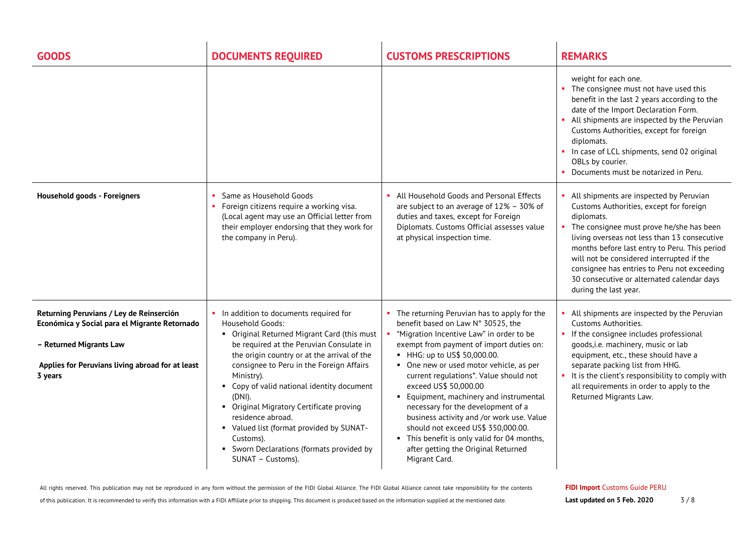| GOODS | DOCUMENTS REQUIRED | CUSTOMS PRESCRIPTIONS | REMARKS |
|---|---|---|---|
| | | | weight for each one.<br>▪ The consignee must not have used this benefit in the last 2 years according to the date of the Import Declaration Form.<br>▪ All shipments are inspected by the Peruvian Customs Authorities, except for foreign diplomats.<br>▪ In case of LCL shipments, send 02 original OBLs by courier.<br>▪ Documents must be notarized in Peru. |
| **Household goods - Foreigners** | ▪ Same as Household Goods<br>▪ Foreign citizens require a working visa. (Local agent may use an Official letter from their employer endorsing that they work for the company in Peru). | ▪ All Household Goods and Personal Effects are subject to an average of 12% – 30% of duties and taxes, except for Foreign Diplomats. Customs Official assesses value at physical inspection time. | ▪ All shipments are inspected by Peruvian Customs Authorities, except for foreign diplomats.<br>▪ The consignee must prove he/she has been living overseas not less than 13 consecutive months before last entry to Peru. This period will not be considered interrupted if the consignee has entries to Peru not exceeding 30 consecutive or alternated calendar days during the last year. |
| **Returning Peruvians / Ley de Reinserción Económica y Social para el Migrante Retornado**<br><br>**– Returned Migrants Law**<br><br>**Applies for Peruvians living abroad for at least 3 years** | ▪ In addition to documents required for Household Goods:<br>▪ Original Returned Migrant Card (this must be required at the Peruvian Consulate in the origin country or at the arrival of the consignee to Peru in the Foreign Affairs Ministry).<br>▪ Copy of valid national identity document (DNI).<br>▪ Original Migratory Certificate proving residence abroad.<br>▪ Valued list (format provided by SUNAT-Customs).<br>▪ Sworn Declarations (formats provided by SUNAT – Customs). | ▪ The returning Peruvian has to apply for the benefit based on Law N° 30525, the<br>▪ "Migration Incentive Law" in order to be exempt from payment of import duties on:<br>▪ HHG: up to US$ 50,000.00.<br>▪ One new or used motor vehicle, as per current regulations*. Value should not exceed US$ 50,000.00<br>▪ Equipment, machinery and instrumental necessary for the development of a business activity and /or work use. Value should not exceed US$ 350,000.00.<br>▪ This benefit is only valid for 04 months, after getting the Original Returned Migrant Card. | ▪ All shipments are inspected by the Peruvian Customs Authorities.<br>▪ If the consignee includes professional goods,i.e. machinery, music or lab equipment, etc., these should have a separate packing list from HHG.<br>▪ It is the client's responsibility to comply with all requirements in order to apply to the Returned Migrants Law. |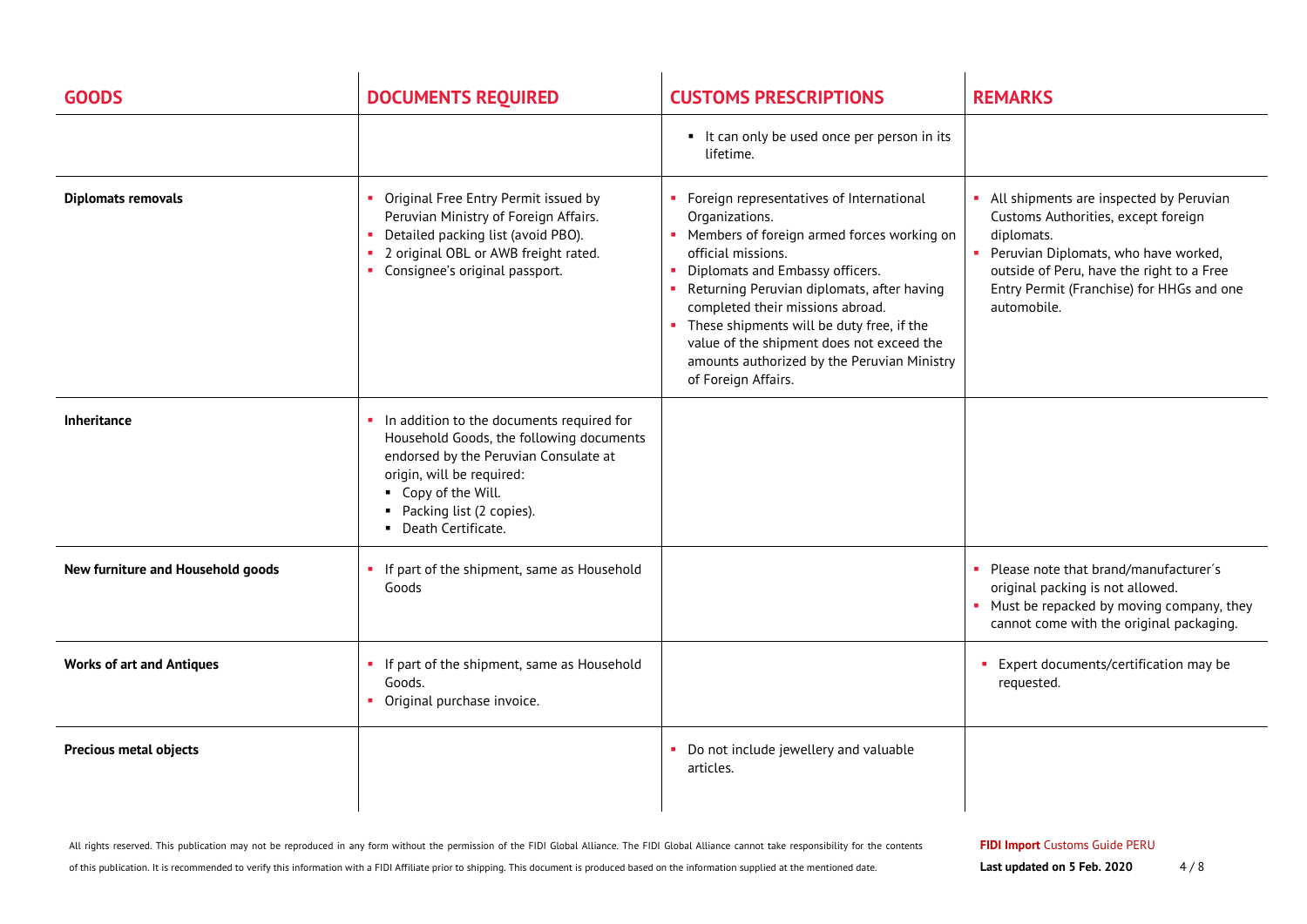| GOODS | DOCUMENTS REQUIRED | CUSTOMS PRESCRIPTIONS | REMARKS |
|---|---|---|---|
| | | ▪ It can only be used once per person in its lifetime. | |
| **Diplomats removals** | ▪ Original Free Entry Permit issued by Peruvian Ministry of Foreign Affairs.<br>▪ Detailed packing list (avoid PBO).<br>▪ 2 original OBL or AWB freight rated.<br>▪ Consignee's original passport. | ▪ Foreign representatives of International Organizations.<br>▪ Members of foreign armed forces working on official missions.<br>▪ Diplomats and Embassy officers.<br>▪ Returning Peruvian diplomats, after having completed their missions abroad.<br>▪ These shipments will be duty free, if the value of the shipment does not exceed the amounts authorized by the Peruvian Ministry of Foreign Affairs. | ▪ All shipments are inspected by Peruvian Customs Authorities, except foreign diplomats.<br>▪ Peruvian Diplomats, who have worked, outside of Peru, have the right to a Free Entry Permit (Franchise) for HHGs and one automobile. |
| **Inheritance** | ▪ In addition to the documents required for Household Goods, the following documents endorsed by the Peruvian Consulate at origin, will be required:<br>&nbsp;&nbsp;▪ Copy of the Will.<br>&nbsp;&nbsp;▪ Packing list (2 copies).<br>&nbsp;&nbsp;▪ Death Certificate. | | |
| **New furniture and Household goods** | ▪ If part of the shipment, same as Household Goods | | ▪ Please note that brand/manufacturer´s original packing is not allowed.<br>▪ Must be repacked by moving company, they cannot come with the original packaging. |
| **Works of art and Antiques** | ▪ If part of the shipment, same as Household Goods.<br>▪ Original purchase invoice. | | ▪ Expert documents/certification may be requested. |
| **Precious metal objects** | | ▪ Do not include jewellery and valuable articles. | |

All rights reserved. This publication may not be reproduced in any form without the permission of the FIDI Global Alliance. The FIDI Global Alliance cannot take responsibility for the contents of this publication. It is recommended to verify this information with a FIDI Affiliate prior to shipping. This document is produced based on the information supplied at the mentioned date.

**FIDI Import** Customs Guide PERU
**Last updated on 5 Feb. 2020**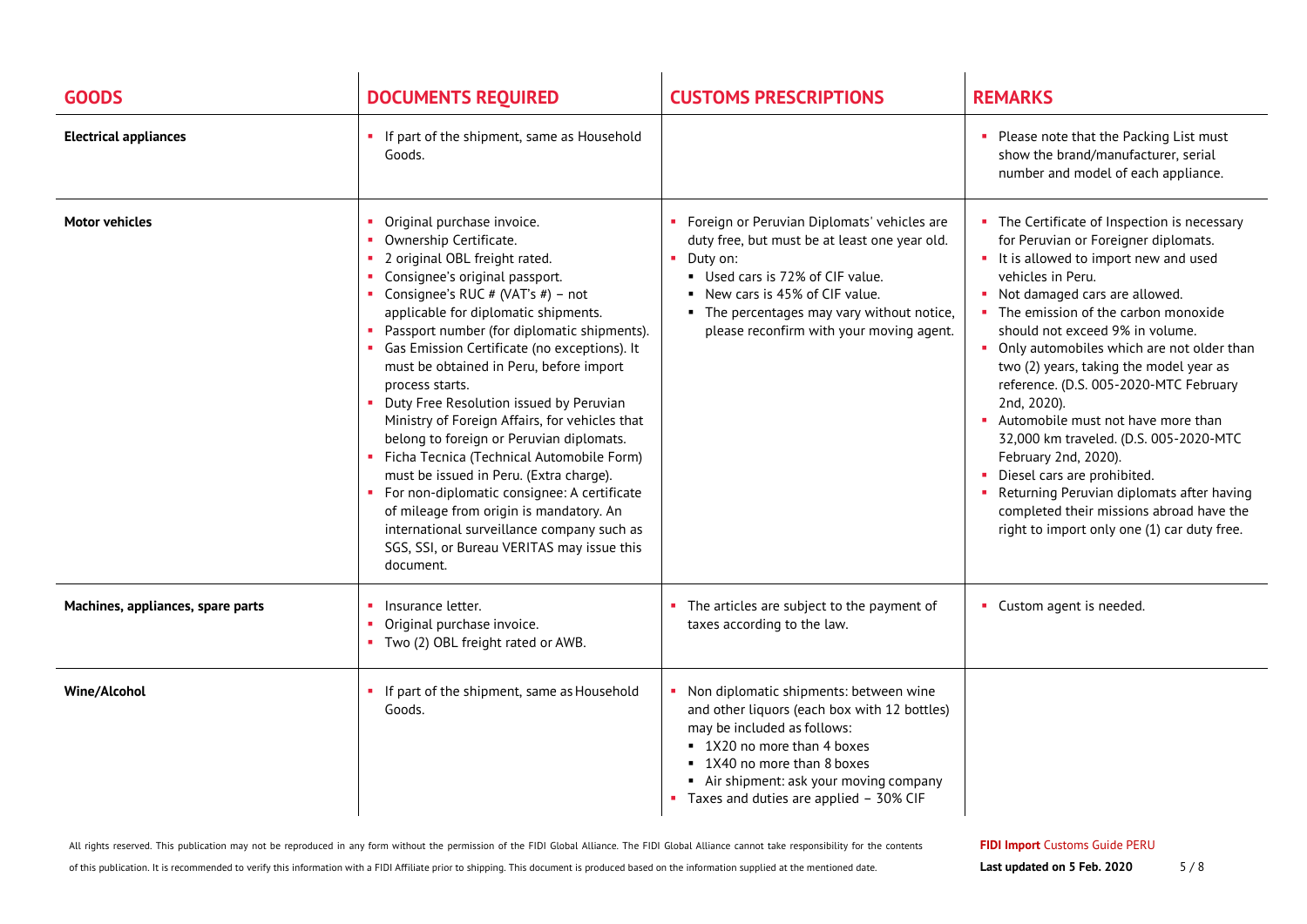| GOODS | DOCUMENTS REQUIRED | CUSTOMS PRESCRIPTIONS | REMARKS |
|---|---|---|---|
| **Electrical appliances** | • If part of the shipment, same as Household Goods. | | • Please note that the Packing List must show the brand/manufacturer, serial number and model of each appliance. |
| **Motor vehicles** | • Original purchase invoice.<br>• Ownership Certificate.<br>• 2 original OBL freight rated.<br>• Consignee's original passport.<br>• Consignee's RUC # (VAT's #) – not applicable for diplomatic shipments.<br>• Passport number (for diplomatic shipments).<br>• Gas Emission Certificate (no exceptions). It must be obtained in Peru, before import process starts.<br>• Duty Free Resolution issued by Peruvian Ministry of Foreign Affairs, for vehicles that belong to foreign or Peruvian diplomats.<br>• Ficha Tecnica (Technical Automobile Form) must be issued in Peru. (Extra charge).<br>• For non-diplomatic consignee: A certificate of mileage from origin is mandatory. An international surveillance company such as SGS, SSI, or Bureau VERITAS may issue this document. | • Foreign or Peruvian Diplomats' vehicles are duty free, but must be at least one year old.<br>• Duty on:<br>  ▪ Used cars is 72% of CIF value.<br>  ▪ New cars is 45% of CIF value.<br>  ▪ The percentages may vary without notice, please reconfirm with your moving agent. | • The Certificate of Inspection is necessary for Peruvian or Foreigner diplomats.<br>• It is allowed to import new and used vehicles in Peru.<br>• Not damaged cars are allowed.<br>• The emission of the carbon monoxide should not exceed 9% in volume.<br>• Only automobiles which are not older than two (2) years, taking the model year as reference. (D.S. 005-2020-MTC February 2nd, 2020).<br>• Automobile must not have more than 32,000 km traveled. (D.S. 005-2020-MTC February 2nd, 2020).<br>• Diesel cars are prohibited.<br>• Returning Peruvian diplomats after having completed their missions abroad have the right to import only one (1) car duty free. |
| **Machines, appliances, spare parts** | • Insurance letter.<br>• Original purchase invoice.<br>• Two (2) OBL freight rated or AWB. | • The articles are subject to the payment of taxes according to the law. | • Custom agent is needed. |
| **Wine/Alcohol** | • If part of the shipment, same as Household Goods. | • Non diplomatic shipments: between wine and other liquors (each box with 12 bottles) may be included as follows:<br>  ▪ 1X20 no more than 4 boxes<br>  ▪ 1X40 no more than 8 boxes<br>  ▪ Air shipment: ask your moving company<br>• Taxes and duties are applied – 30% CIF | |

All rights reserved. This publication may not be reproduced in any form without the permission of the FIDI Global Alliance. The FIDI Global Alliance cannot take responsibility for the contents of this publication. It is recommended to verify this information with a FIDI Affiliate prior to shipping. This document is produced based on the information supplied at the mentioned date.

**FIDI Import** Customs Guide PERU

**Last updated on 5 Feb. 2020**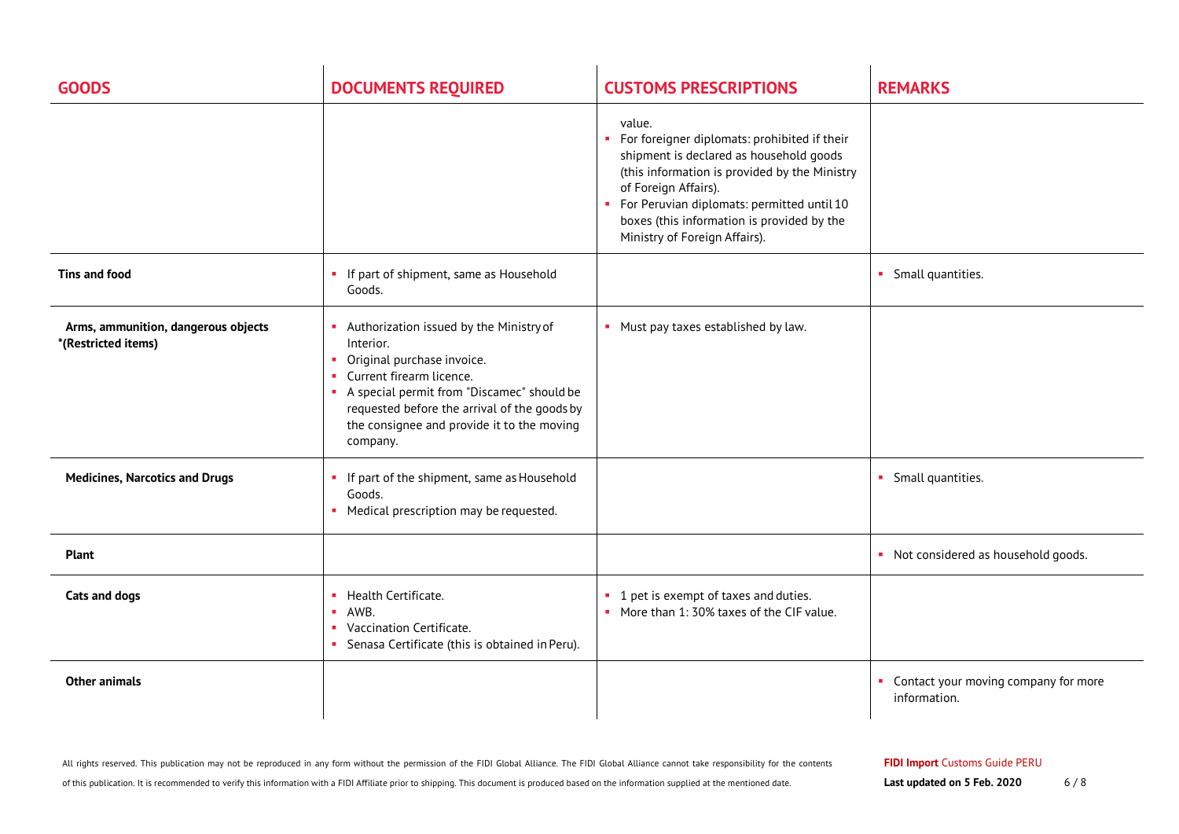| GOODS | DOCUMENTS REQUIRED | CUSTOMS PRESCRIPTIONS | REMARKS |
| --- | --- | --- | --- |
| | | value.<br>▪ For foreigner diplomats: prohibited if their shipment is declared as household goods (this information is provided by the Ministry of Foreign Affairs).<br>▪ For Peruvian diplomats: permitted until 10 boxes (this information is provided by the Ministry of Foreign Affairs). | |
| **Tins and food** | ▪ If part of shipment, same as Household Goods. | | ▪ Small quantities. |
| **Arms, ammunition, dangerous objects *(Restricted items)** | ▪ Authorization issued by the Ministry of Interior.<br>▪ Original purchase invoice.<br>▪ Current firearm licence.<br>▪ A special permit from "Discamec" should be requested before the arrival of the goods by the consignee and provide it to the moving company. | ▪ Must pay taxes established by law. | |
| **Medicines, Narcotics and Drugs** | ▪ If part of the shipment, same as Household Goods.<br>▪ Medical prescription may be requested. | | ▪ Small quantities. |
| **Plant** | | | ▪ Not considered as household goods. |
| **Cats and dogs** | ▪ Health Certificate.<br>▪ AWB.<br>▪ Vaccination Certificate.<br>▪ Senasa Certificate (this is obtained in Peru). | ▪ 1 pet is exempt of taxes and duties.<br>▪ More than 1: 30% taxes of the CIF value. | |
| **Other animals** | | | ▪ Contact your moving company for more information. |

All rights reserved. This publication may not be reproduced in any form without the permission of the FIDI Global Alliance. The FIDI Global Alliance cannot take responsibility for the contents of this publication. It is recommended to verify this information with a FIDI Affiliate prior to shipping. This document is produced based on the information supplied at the mentioned date.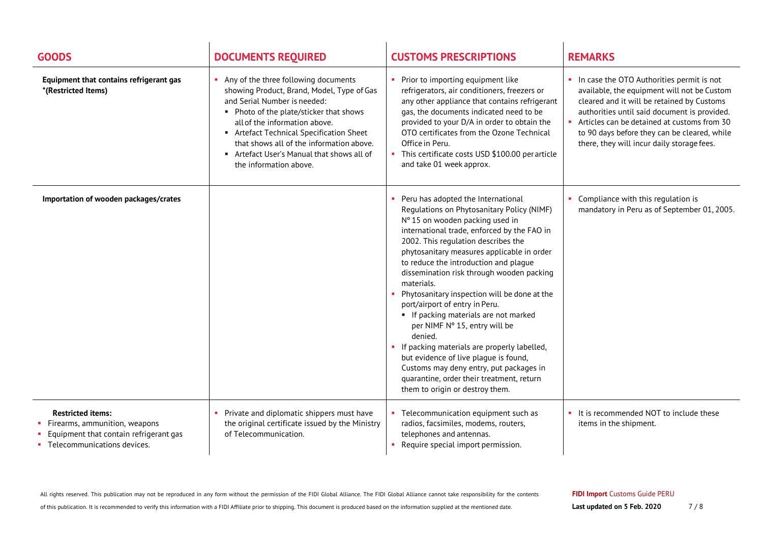| GOODS | DOCUMENTS REQUIRED | CUSTOMS PRESCRIPTIONS | REMARKS |
|---|---|---|---|
| **Equipment that contains refrigerant gas *(Restricted Items)** | ▪ Any of the three following documents showing Product, Brand, Model, Type of Gas and Serial Number is needed:<br>▪ Photo of the plate/sticker that shows all of the information above.<br>▪ Artefact Technical Specification Sheet that shows all of the information above.<br>▪ Artefact User's Manual that shows all of the information above. | ▪ Prior to importing equipment like refrigerators, air conditioners, freezers or any other appliance that contains refrigerant gas, the documents indicated need to be provided to your D/A in order to obtain the OTO certificates from the Ozone Technical Office in Peru.<br>▪ This certificate costs USD $100.00 per article and take 01 week approx. | ▪ In case the OTO Authorities permit is not available, the equipment will not be Custom cleared and it will be retained by Customs authorities until said document is provided.<br>▪ Articles can be detained at customs from 30 to 90 days before they can be cleared, while there, they will incur daily storage fees. |
| **Importation of wooden packages/crates** | | ▪ Peru has adopted the International Regulations on Phytosanitary Policy (NIMF) Nº 15 on wooden packing used in international trade, enforced by the FAO in 2002. This regulation describes the phytosanitary measures applicable in order to reduce the introduction and plague dissemination risk through wooden packing materials.<br>▪ Phytosanitary inspection will be done at the port/airport of entry in Peru.<br>▪ If packing materials are not marked per NIMF Nº 15, entry will be denied.<br>▪ If packing materials are properly labelled, but evidence of live plague is found, Customs may deny entry, put packages in quarantine, order their treatment, return them to origin or destroy them. | ▪ Compliance with this regulation is mandatory in Peru as of September 01, 2005. |
| **Restricted items:**<br>▪ Firearms, ammunition, weapons<br>▪ Equipment that contain refrigerant gas<br>▪ Telecommunications devices. | ▪ Private and diplomatic shippers must have the original certificate issued by the Ministry of Telecommunication. | ▪ Telecommunication equipment such as radios, facsimiles, modems, routers, telephones and antennas.<br>▪ Require special import permission. | ▪ It is recommended NOT to include these items in the shipment. |

All rights reserved. This publication may not be reproduced in any form without the permission of the FIDI Global Alliance. The FIDI Global Alliance cannot take responsibility for the contents of this publication. It is recommended to verify this information with a FIDI Affiliate prior to shipping. This document is produced based on the information supplied at the mentioned date.

**FIDI Import** Customs Guide PERU

**Last updated on 5 Feb. 2020**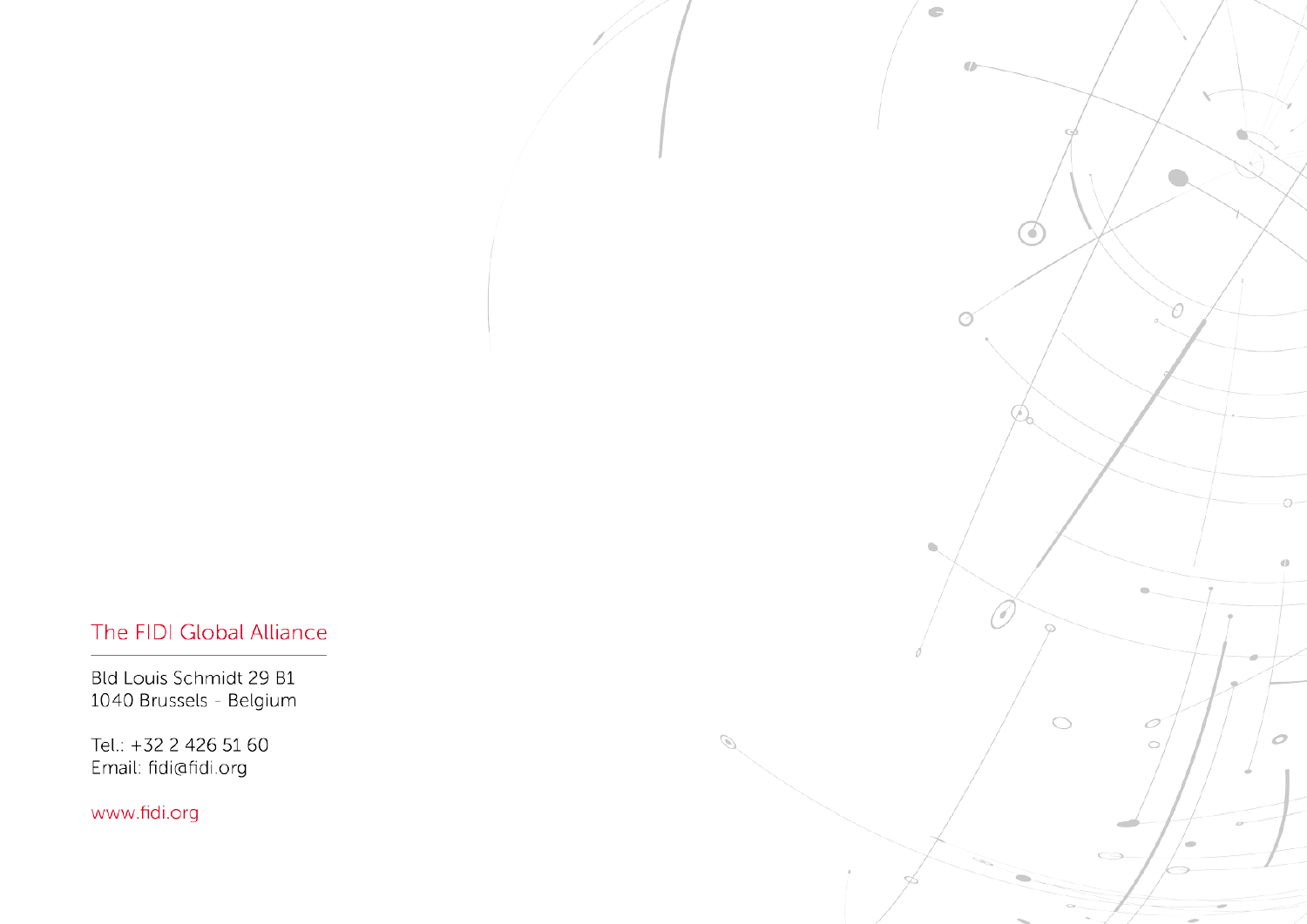The FIDI Global Alliance

Bld Louis Schmidt 29 B1
1040 Brussels - Belgium

Tel.: +32 2 426 51 60
Email: fidi@fidi.org

www.fidi.org